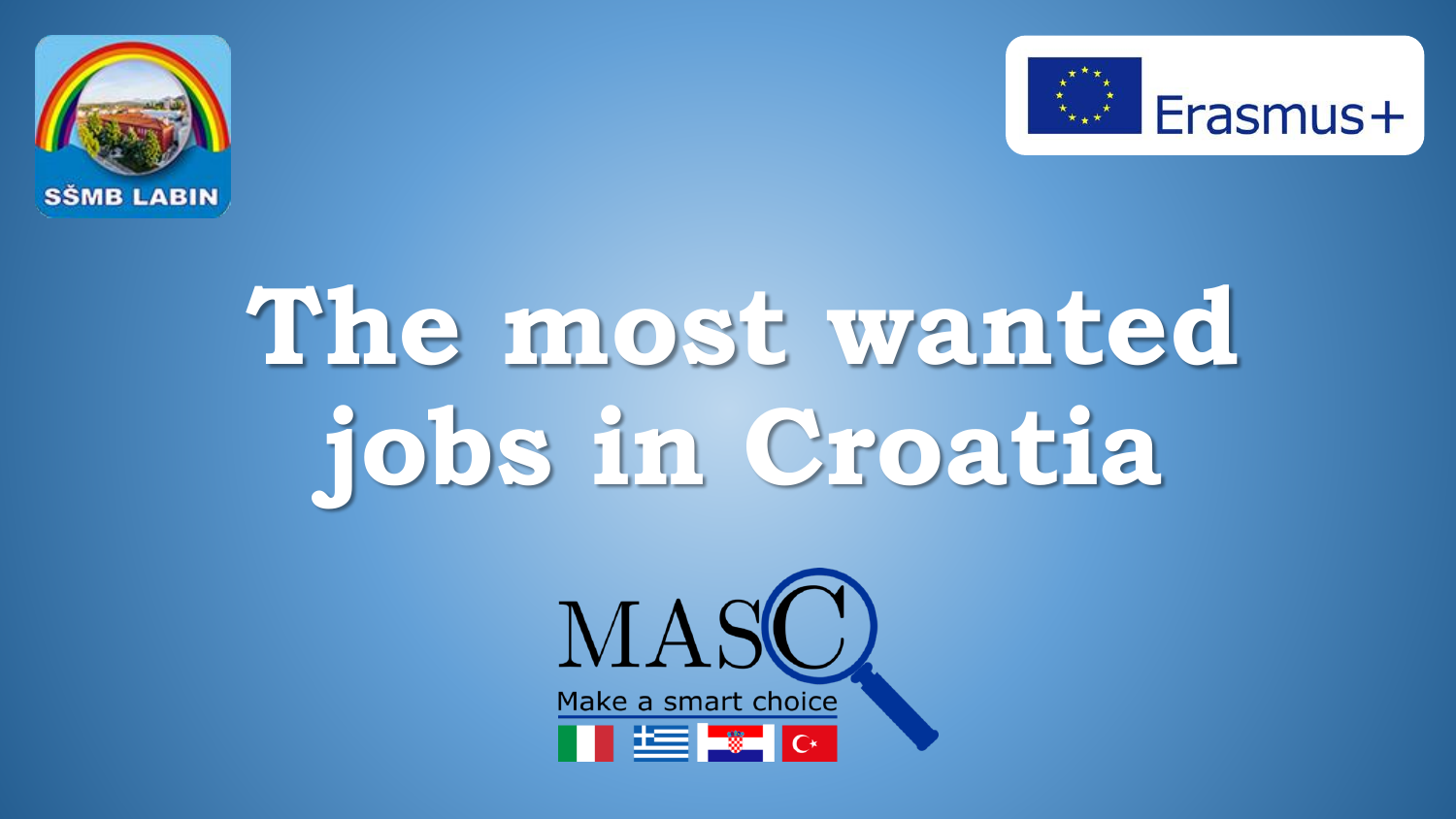SŠMB LABIN

Erasmus+

# The most wanted jobs in Croatia

MASC

Make a smart choice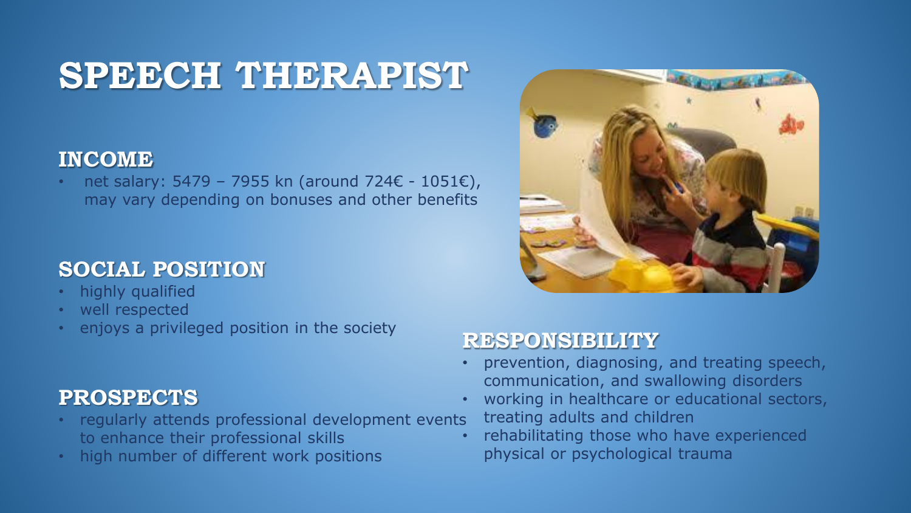# SPEECH THERAPIST

## INCOME

- net salary: 5479 – 7955 kn (around 724€ - 1051€), may vary depending on bonuses and other benefits

## SOCIAL POSITION

- highly qualified
- well respected
- enjoys a privileged position in the society

## PROSPECTS

- regularly attends professional development events to enhance their professional skills
- high number of different work positions

## RESPONSIBILITY

- prevention, diagnosing, and treating speech, communication, and swallowing disorders
- working in healthcare or educational sectors, treating adults and children
- rehabilitating those who have experienced physical or psychological trauma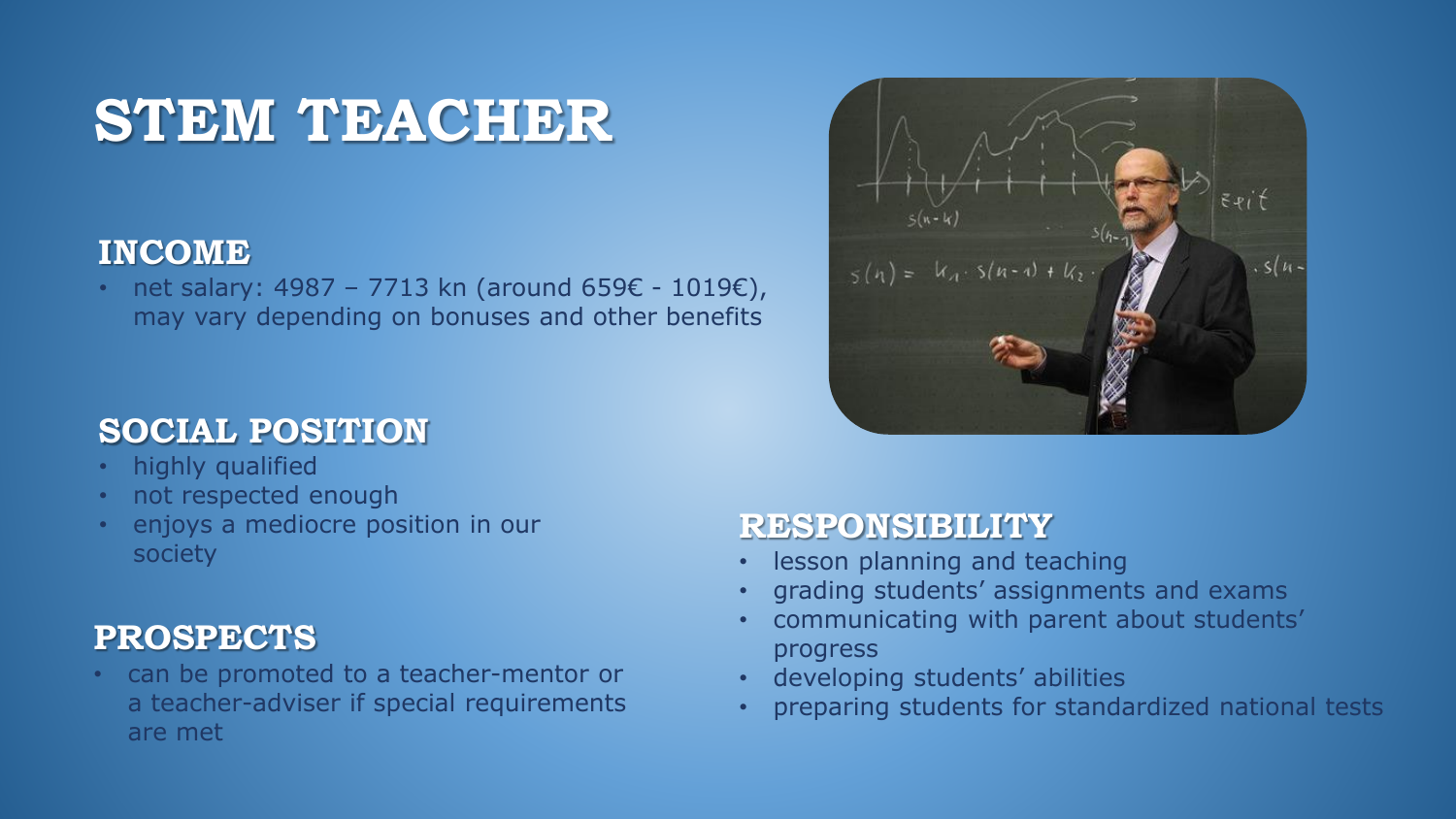# STEM TEACHER

## INCOME

- net salary: 4987 – 7713 kn (around 659€ - 1019€), may vary depending on bonuses and other benefits

## SOCIAL POSITION

- highly qualified
- not respected enough
- enjoys a mediocre position in our society

## PROSPECTS

- can be promoted to a teacher-mentor or a teacher-adviser if special requirements are met

## RESPONSIBILITY

- lesson planning and teaching
- grading students' assignments and exams
- communicating with parent about students' progress
- developing students' abilities
- preparing students for standardized national tests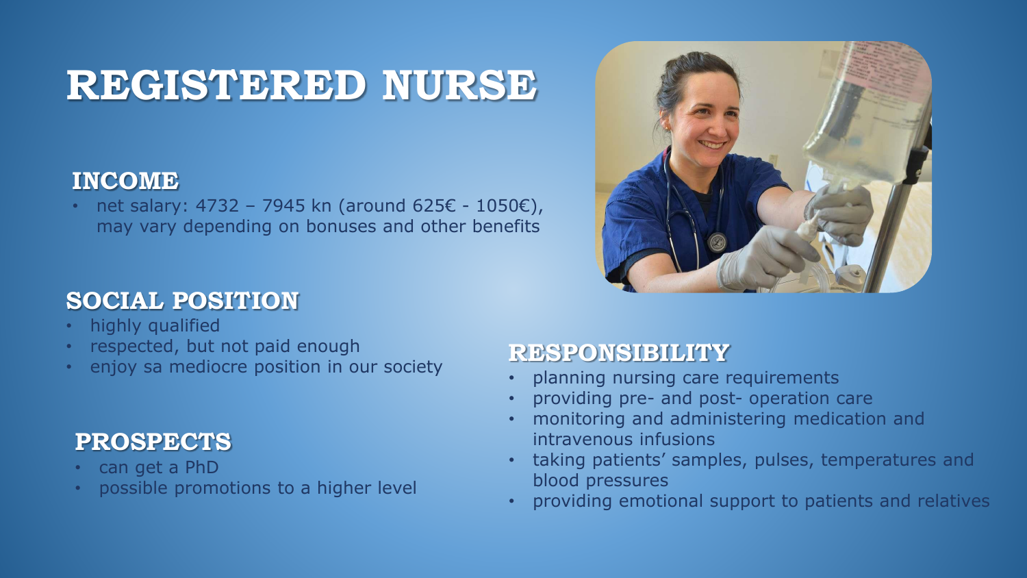# REGISTERED NURSE

## INCOME

- net salary: 4732 – 7945 kn (around 625€ - 1050€), may vary depending on bonuses and other benefits

## SOCIAL POSITION

- highly qualified
- respected, but not paid enough
- enjoy sa mediocre position in our society

## PROSPECTS

- can get a PhD
- possible promotions to a higher level

## RESPONSIBILITY

- planning nursing care requirements
- providing pre- and post- operation care
- monitoring and administering medication and intravenous infusions
- taking patients' samples, pulses, temperatures and blood pressures
- providing emotional support to patients and relatives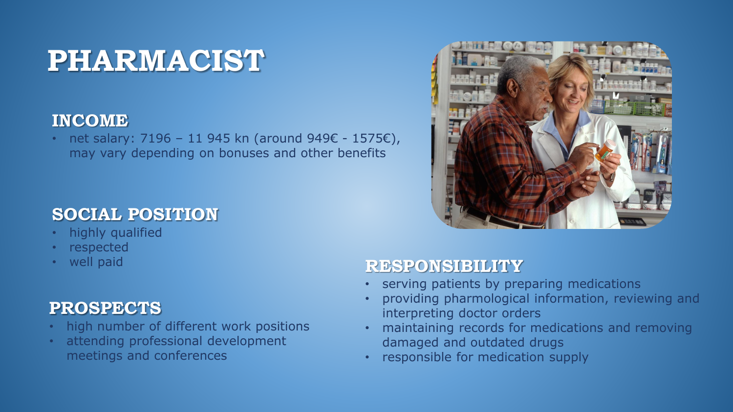# PHARMACIST

## INCOME

- net salary: 7196 – 11 945 kn (around 949€ - 1575€), may vary depending on bonuses and other benefits

## SOCIAL POSITION

- highly qualified
- respected
- well paid

## PROSPECTS

- high number of different work positions
- attending professional development meetings and conferences

## RESPONSIBILITY

- serving patients by preparing medications
- providing pharmological information, reviewing and interpreting doctor orders
- maintaining records for medications and removing damaged and outdated drugs
- responsible for medication supply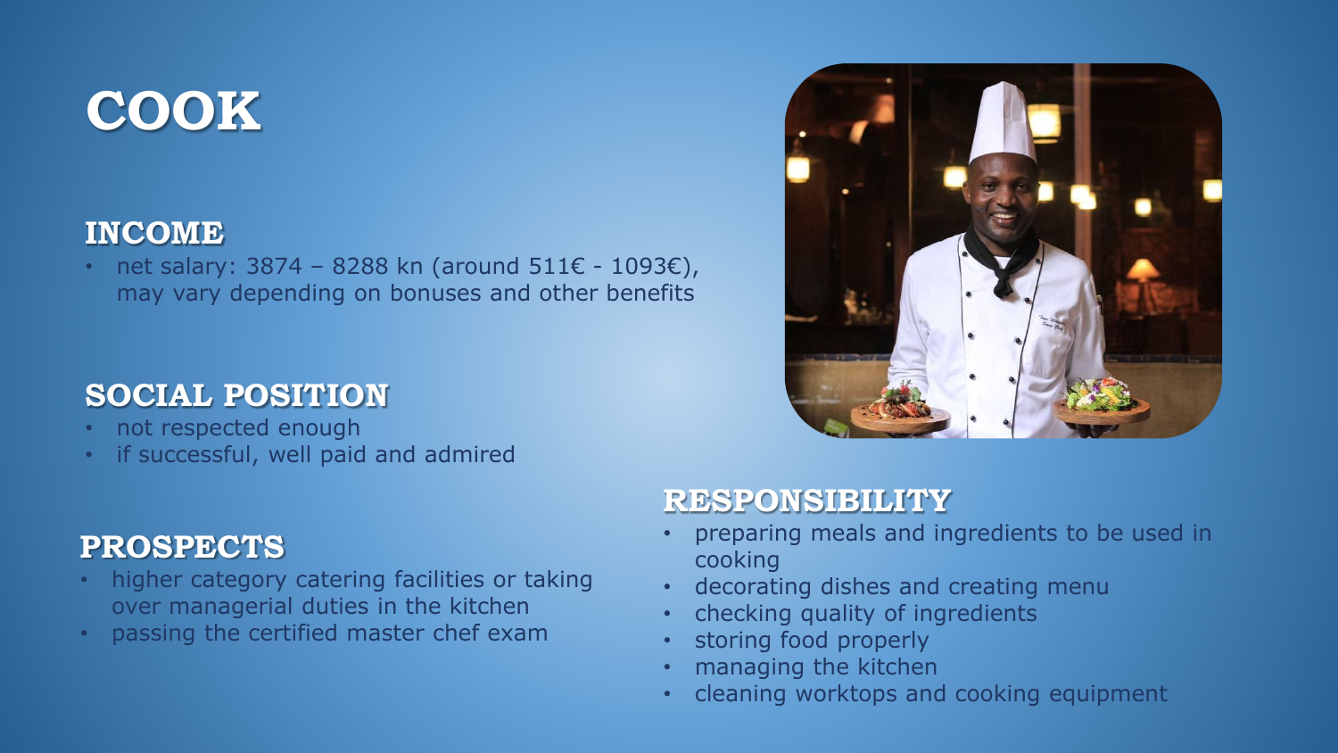# COOK

## INCOME

- net salary: 3874 – 8288 kn (around 511€ - 1093€), may vary depending on bonuses and other benefits

## SOCIAL POSITION

- not respected enough
- if successful, well paid and admired

## PROSPECTS

- higher category catering facilities or taking over managerial duties in the kitchen
- passing the certified master chef exam

## RESPONSIBILITY

- preparing meals and ingredients to be used in cooking
- decorating dishes and creating menu
- checking quality of ingredients
- storing food properly
- managing the kitchen
- cleaning worktops and cooking equipment